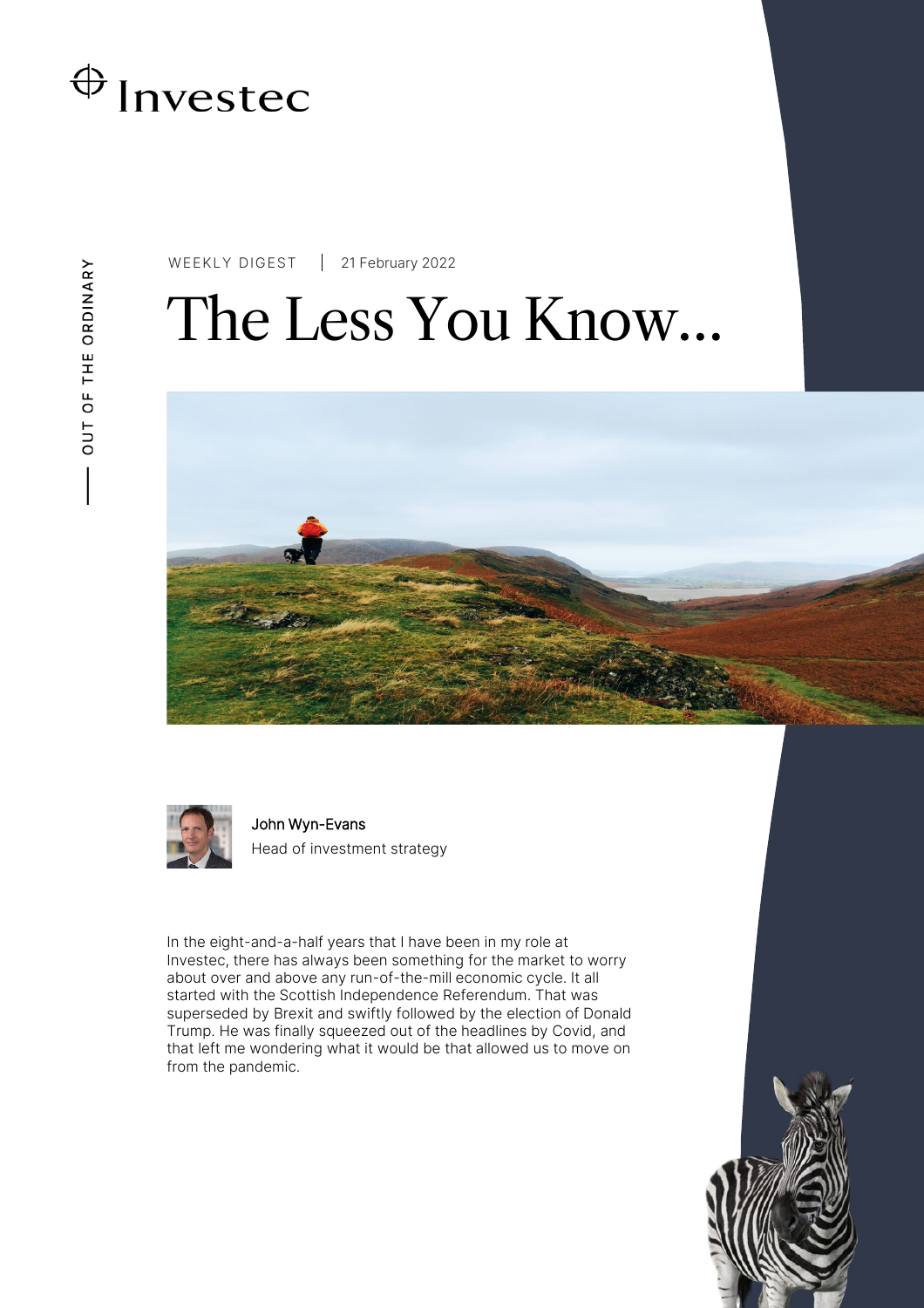Investec

OUT OF THE ORDINARY

WEEKLY DIGEST | 21 February 2022

# The Less You Know...

John Wyn-Evans
Head of investment strategy

In the eight-and-a-half years that I have been in my role at Investec, there has always been something for the market to worry about over and above any run-of-the-mill economic cycle. It all started with the Scottish Independence Referendum. That was superseded by Brexit and swiftly followed by the election of Donald Trump. He was finally squeezed out of the headlines by Covid, and that left me wondering what it would be that allowed us to move on from the pandemic.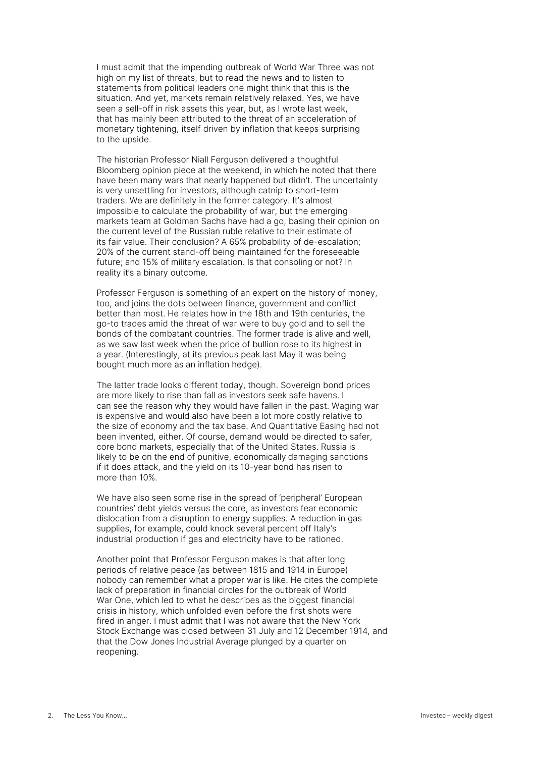I must admit that the impending outbreak of World War Three was not high on my list of threats, but to read the news and to listen to statements from political leaders one might think that this is the situation. And yet, markets remain relatively relaxed. Yes, we have seen a sell-off in risk assets this year, but, as I wrote last week, that has mainly been attributed to the threat of an acceleration of monetary tightening, itself driven by inflation that keeps surprising to the upside.

The historian Professor Niall Ferguson delivered a thoughtful Bloomberg opinion piece at the weekend, in which he noted that there have been many wars that nearly happened but didn't. The uncertainty is very unsettling for investors, although catnip to short-term traders. We are definitely in the former category. It's almost impossible to calculate the probability of war, but the emerging markets team at Goldman Sachs have had a go, basing their opinion on the current level of the Russian ruble relative to their estimate of its fair value. Their conclusion? A 65% probability of de-escalation; 20% of the current stand-off being maintained for the foreseeable future; and 15% of military escalation. Is that consoling or not? In reality it's a binary outcome.

Professor Ferguson is something of an expert on the history of money, too, and joins the dots between finance, government and conflict better than most. He relates how in the 18th and 19th centuries, the go-to trades amid the threat of war were to buy gold and to sell the bonds of the combatant countries. The former trade is alive and well, as we saw last week when the price of bullion rose to its highest in a year. (Interestingly, at its previous peak last May it was being bought much more as an inflation hedge).

The latter trade looks different today, though. Sovereign bond prices are more likely to rise than fall as investors seek safe havens. I can see the reason why they would have fallen in the past. Waging war is expensive and would also have been a lot more costly relative to the size of economy and the tax base. And Quantitative Easing had not been invented, either. Of course, demand would be directed to safer, core bond markets, especially that of the United States. Russia is likely to be on the end of punitive, economically damaging sanctions if it does attack, and the yield on its 10-year bond has risen to more than 10%.

We have also seen some rise in the spread of 'peripheral' European countries' debt yields versus the core, as investors fear economic dislocation from a disruption to energy supplies. A reduction in gas supplies, for example, could knock several percent off Italy's industrial production if gas and electricity have to be rationed.

Another point that Professor Ferguson makes is that after long periods of relative peace (as between 1815 and 1914 in Europe) nobody can remember what a proper war is like. He cites the complete lack of preparation in financial circles for the outbreak of World War One, which led to what he describes as the biggest financial crisis in history, which unfolded even before the first shots were fired in anger. I must admit that I was not aware that the New York Stock Exchange was closed between 31 July and 12 December 1914, and that the Dow Jones Industrial Average plunged by a quarter on reopening.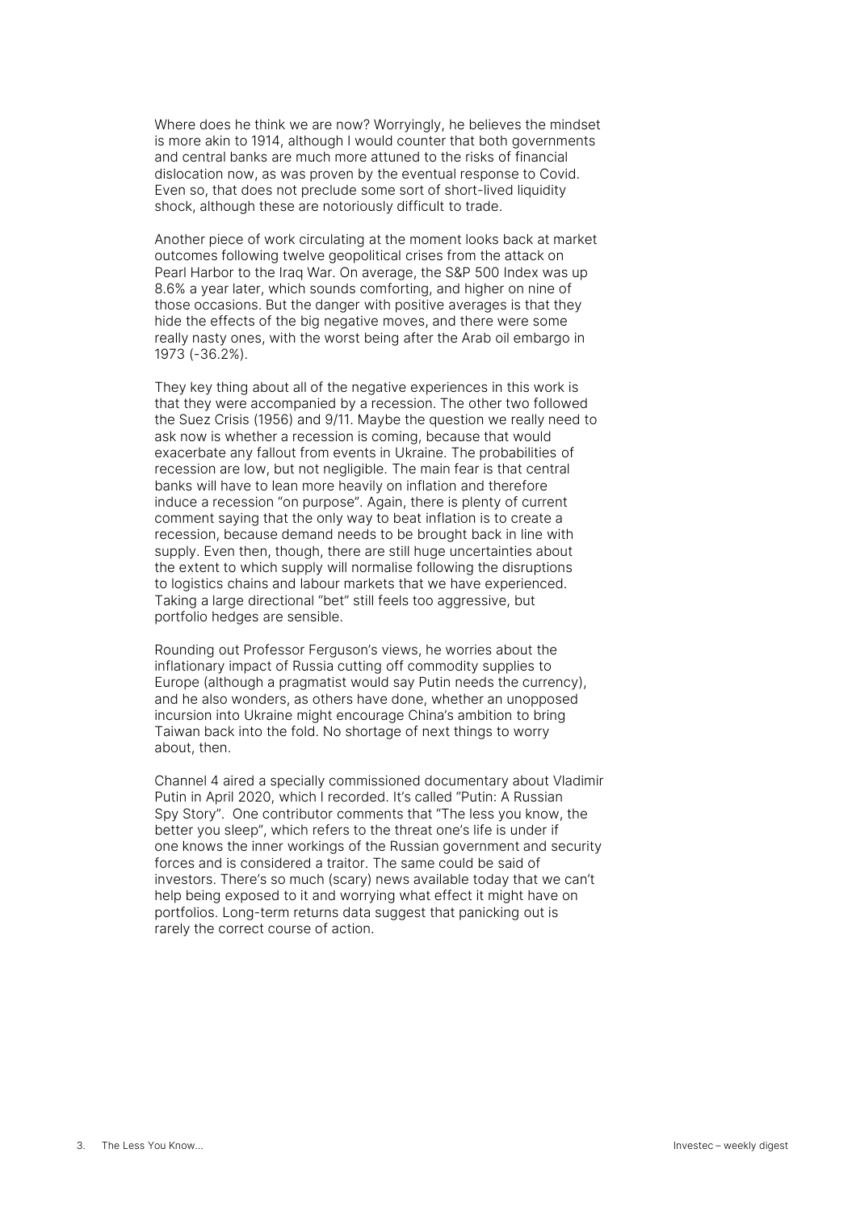Where does he think we are now? Worryingly, he believes the mindset is more akin to 1914, although I would counter that both governments and central banks are much more attuned to the risks of financial dislocation now, as was proven by the eventual response to Covid. Even so, that does not preclude some sort of short-lived liquidity shock, although these are notoriously difficult to trade.

Another piece of work circulating at the moment looks back at market outcomes following twelve geopolitical crises from the attack on Pearl Harbor to the Iraq War. On average, the S&P 500 Index was up 8.6% a year later, which sounds comforting, and higher on nine of those occasions. But the danger with positive averages is that they hide the effects of the big negative moves, and there were some really nasty ones, with the worst being after the Arab oil embargo in 1973 (-36.2%).

They key thing about all of the negative experiences in this work is that they were accompanied by a recession. The other two followed the Suez Crisis (1956) and 9/11. Maybe the question we really need to ask now is whether a recession is coming, because that would exacerbate any fallout from events in Ukraine. The probabilities of recession are low, but not negligible. The main fear is that central banks will have to lean more heavily on inflation and therefore induce a recession "on purpose". Again, there is plenty of current comment saying that the only way to beat inflation is to create a recession, because demand needs to be brought back in line with supply. Even then, though, there are still huge uncertainties about the extent to which supply will normalise following the disruptions to logistics chains and labour markets that we have experienced. Taking a large directional "bet" still feels too aggressive, but portfolio hedges are sensible.

Rounding out Professor Ferguson's views, he worries about the inflationary impact of Russia cutting off commodity supplies to Europe (although a pragmatist would say Putin needs the currency), and he also wonders, as others have done, whether an unopposed incursion into Ukraine might encourage China's ambition to bring Taiwan back into the fold. No shortage of next things to worry about, then.

Channel 4 aired a specially commissioned documentary about Vladimir Putin in April 2020, which I recorded. It's called "Putin: A Russian Spy Story". One contributor comments that "The less you know, the better you sleep", which refers to the threat one's life is under if one knows the inner workings of the Russian government and security forces and is considered a traitor. The same could be said of investors. There's so much (scary) news available today that we can't help being exposed to it and worrying what effect it might have on portfolios. Long-term returns data suggest that panicking out is rarely the correct course of action.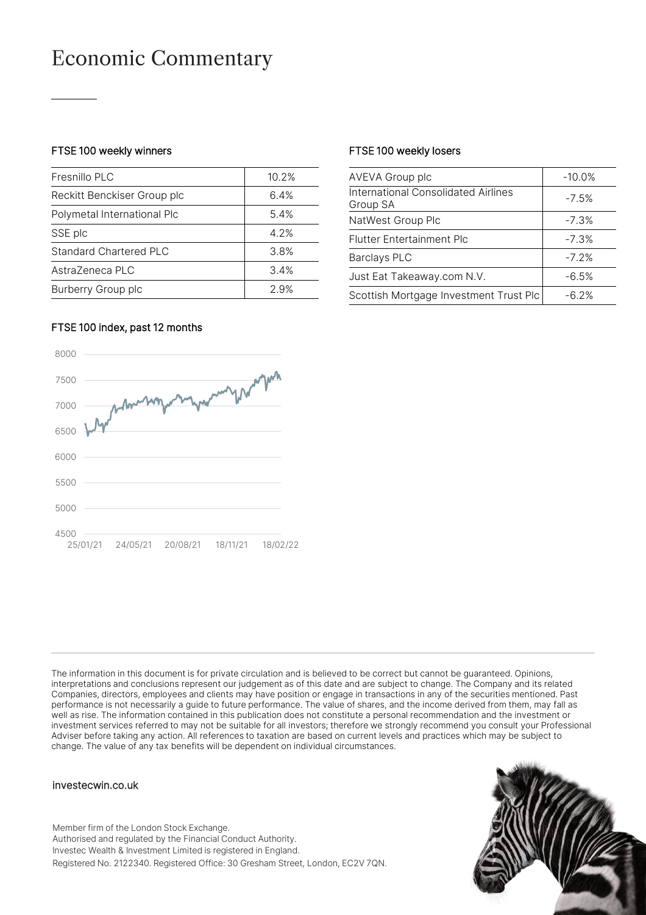# Economic Commentary

### FTSE 100 weekly winners

| | |
|---|---|
| Fresnillo PLC | 10.2% |
| Reckitt Benckiser Group plc | 6.4% |
| Polymetal International Plc | 5.4% |
| SSE plc | 4.2% |
| Standard Chartered PLC | 3.8% |
| AstraZeneca PLC | 3.4% |
| Burberry Group plc | 2.9% |

### FTSE 100 weekly losers

| | |
|---|---|
| AVEVA Group plc | -10.0% |
| International Consolidated Airlines Group SA | -7.5% |
| NatWest Group Plc | -7.3% |
| Flutter Entertainment Plc | -7.3% |
| Barclays PLC | -7.2% |
| Just Eat Takeaway.com N.V. | -6.5% |
| Scottish Mortgage Investment Trust Plc | -6.2% |

### FTSE 100 index, past 12 months

8000
7500
7000
6500
6000
5500
5000
4500
25/01/21 24/05/21 20/08/21 18/11/21 18/02/22

The information in this document is for private circulation and is believed to be correct but cannot be guaranteed. Opinions, interpretations and conclusions represent our judgement as of this date and are subject to change. The Company and its related Companies, directors, employees and clients may have position or engage in transactions in any of the securities mentioned. Past performance is not necessarily a guide to future performance. The value of shares, and the income derived from them, may fall as well as rise. The information contained in this publication does not constitute a personal recommendation and the investment or investment services referred to may not be suitable for all investors; therefore we strongly recommend you consult your Professional Adviser before taking any action. All references to taxation are based on current levels and practices which may be subject to change. The value of any tax benefits will be dependent on individual circumstances.

investecwin.co.uk

Member firm of the London Stock Exchange.
Authorised and regulated by the Financial Conduct Authority.
Investec Wealth & Investment Limited is registered in England.
Registered No. 2122340. Registered Office: 30 Gresham Street, London, EC2V 7QN.